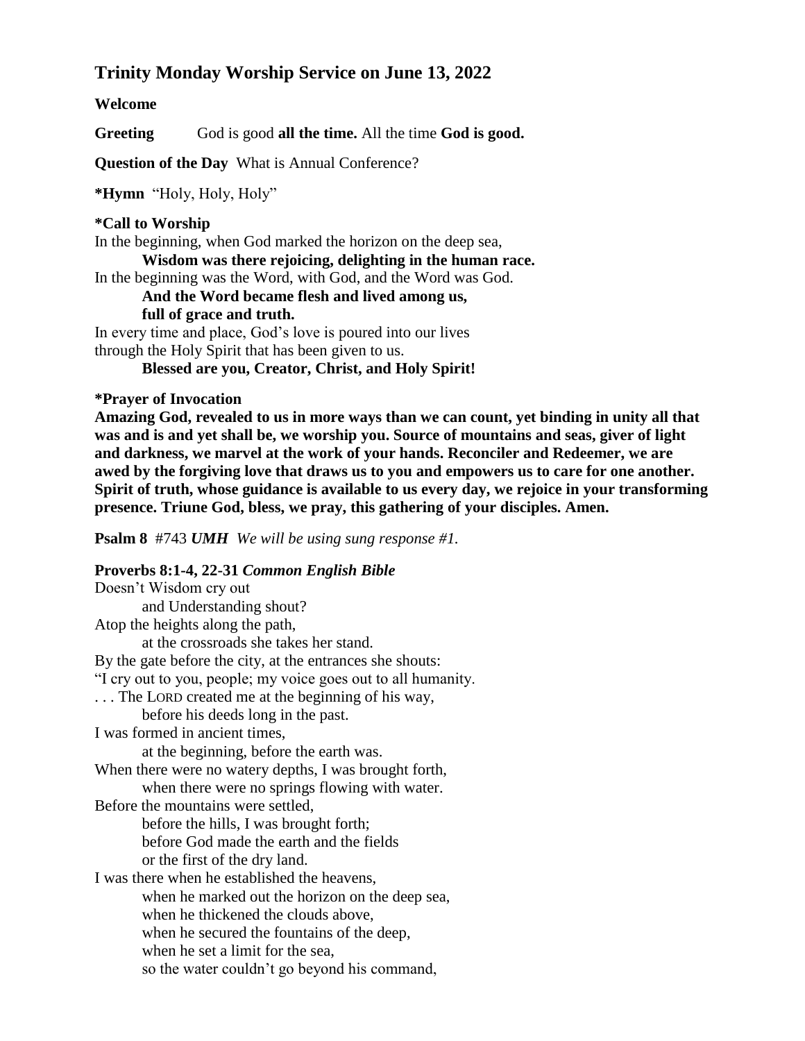## Trinity Monday Worship Service on June 13, 2022

**Welcome**

**Greeting** God is good **all the time.** All the time **God is good.**

**Question of the Day** What is Annual Conference?

***Hymn** "Holy, Holy, Holy"

***Call to Worship**

In the beginning, when God marked the horizon on the deep sea,

**Wisdom was there rejoicing, delighting in the human race.**

In the beginning was the Word, with God, and the Word was God.

**And the Word became flesh and lived among us,**
**full of grace and truth.**

In every time and place, God's love is poured into our lives
through the Holy Spirit that has been given to us.

**Blessed are you, Creator, Christ, and Holy Spirit!**

***Prayer of Invocation**

**Amazing God, revealed to us in more ways than we can count, yet binding in unity all that was and is and yet shall be, we worship you. Source of mountains and seas, giver of light and darkness, we marvel at the work of your hands. Reconciler and Redeemer, we are awed by the forgiving love that draws us to you and empowers us to care for one another. Spirit of truth, whose guidance is available to us every day, we rejoice in your transforming presence. Triune God, bless, we pray, this gathering of your disciples. Amen.**

**Psalm 8** #743 ***UMH*** *We will be using sung response #1.*

**Proverbs 8:1-4, 22-31 *Common English Bible***

Doesn't Wisdom cry out
and Understanding shout?
Atop the heights along the path,
at the crossroads she takes her stand.
By the gate before the city, at the entrances she shouts:
"I cry out to you, people; my voice goes out to all humanity.
. . . The LORD created me at the beginning of his way,
before his deeds long in the past.
I was formed in ancient times,
at the beginning, before the earth was.
When there were no watery depths, I was brought forth,
when there were no springs flowing with water.
Before the mountains were settled,
before the hills, I was brought forth;
before God made the earth and the fields
or the first of the dry land.
I was there when he established the heavens,
when he marked out the horizon on the deep sea,
when he thickened the clouds above,
when he secured the fountains of the deep,
when he set a limit for the sea,
so the water couldn't go beyond his command,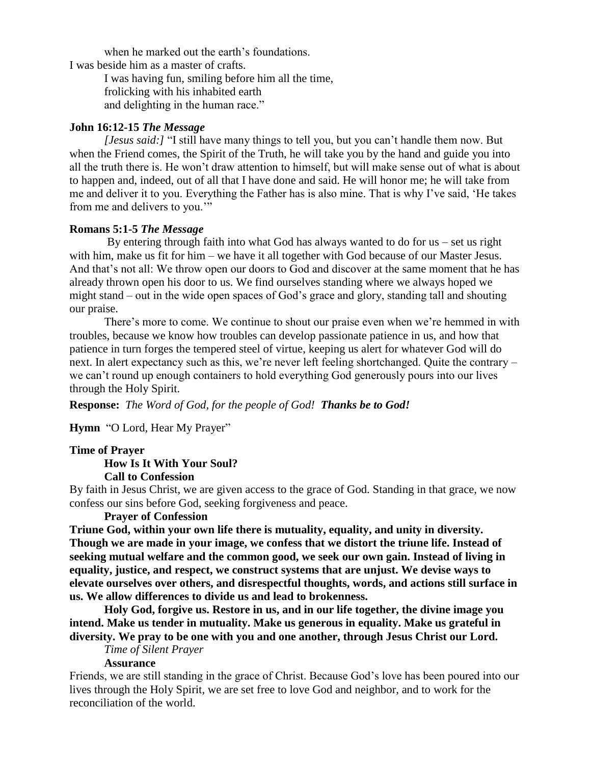when he marked out the earth's foundations.
I was beside him as a master of crafts.
I was having fun, smiling before him all the time,
frolicking with his inhabited earth
and delighting in the human race."

**John 16:12-15 *The Message***

*[Jesus said:]* "I still have many things to tell you, but you can't handle them now. But when the Friend comes, the Spirit of the Truth, he will take you by the hand and guide you into all the truth there is. He won't draw attention to himself, but will make sense out of what is about to happen and, indeed, out of all that I have done and said. He will honor me; he will take from me and deliver it to you. Everything the Father has is also mine. That is why I've said, 'He takes from me and delivers to you.'"

**Romans 5:1-5 *The Message***

By entering through faith into what God has always wanted to do for us – set us right with him, make us fit for him – we have it all together with God because of our Master Jesus. And that's not all: We throw open our doors to God and discover at the same moment that he has already thrown open his door to us. We find ourselves standing where we always hoped we might stand – out in the wide open spaces of God's grace and glory, standing tall and shouting our praise.

There's more to come. We continue to shout our praise even when we're hemmed in with troubles, because we know how troubles can develop passionate patience in us, and how that patience in turn forges the tempered steel of virtue, keeping us alert for whatever God will do next. In alert expectancy such as this, we're never left feeling shortchanged. Quite the contrary – we can't round up enough containers to hold everything God generously pours into our lives through the Holy Spirit.

**Response:** *The Word of God, for the people of God!* ***Thanks be to God!***

**Hymn** "O Lord, Hear My Prayer"

**Time of Prayer**

**How Is It With Your Soul?**

**Call to Confession**

By faith in Jesus Christ, we are given access to the grace of God. Standing in that grace, we now confess our sins before God, seeking forgiveness and peace.

**Prayer of Confession**

**Triune God, within your own life there is mutuality, equality, and unity in diversity. Though we are made in your image, we confess that we distort the triune life. Instead of seeking mutual welfare and the common good, we seek our own gain. Instead of living in equality, justice, and respect, we construct systems that are unjust. We devise ways to elevate ourselves over others, and disrespectful thoughts, words, and actions still surface in us. We allow differences to divide us and lead to brokenness.**

**Holy God, forgive us. Restore in us, and in our life together, the divine image you intend. Make us tender in mutuality. Make us generous in equality. Make us grateful in diversity. We pray to be one with you and one another, through Jesus Christ our Lord.**

*Time of Silent Prayer*

**Assurance**

Friends, we are still standing in the grace of Christ. Because God's love has been poured into our lives through the Holy Spirit, we are set free to love God and neighbor, and to work for the reconciliation of the world.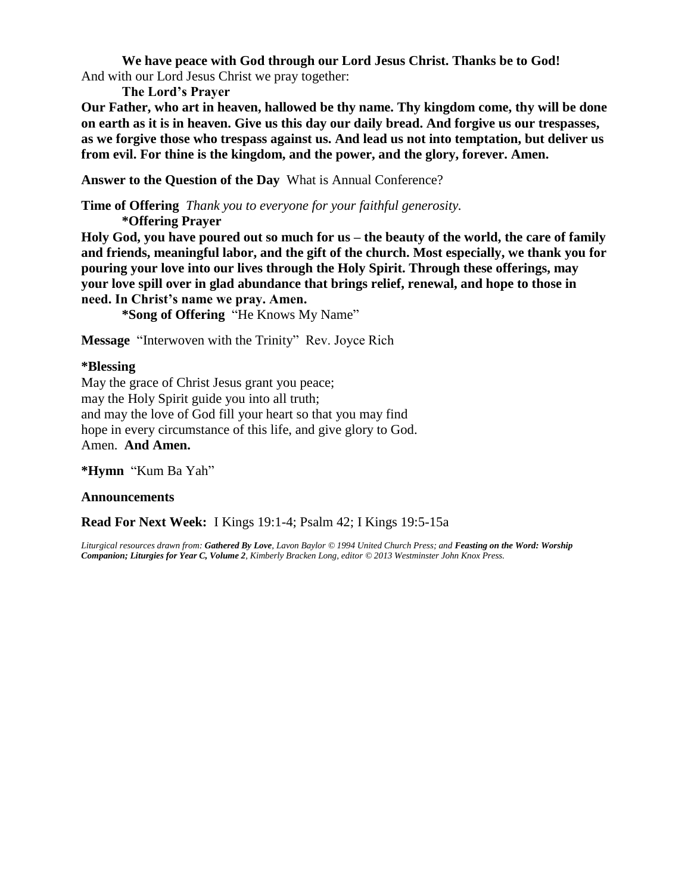**We have peace with God through our Lord Jesus Christ. Thanks be to God!**
And with our Lord Jesus Christ we pray together:

**The Lord's Prayer**

**Our Father, who art in heaven, hallowed be thy name. Thy kingdom come, thy will be done on earth as it is in heaven. Give us this day our daily bread. And forgive us our trespasses, as we forgive those who trespass against us. And lead us not into temptation, but deliver us from evil. For thine is the kingdom, and the power, and the glory, forever. Amen.**

**Answer to the Question of the Day** What is Annual Conference?

**Time of Offering** *Thank you to everyone for your faithful generosity.*

**\*Offering Prayer**

**Holy God, you have poured out so much for us – the beauty of the world, the care of family and friends, meaningful labor, and the gift of the church. Most especially, we thank you for pouring your love into our lives through the Holy Spirit. Through these offerings, may your love spill over in glad abundance that brings relief, renewal, and hope to those in need. In Christ's name we pray. Amen.**

**\*Song of Offering** "He Knows My Name"

**Message** "Interwoven with the Trinity" Rev. Joyce Rich

**\*Blessing**

May the grace of Christ Jesus grant you peace;
may the Holy Spirit guide you into all truth;
and may the love of God fill your heart so that you may find
hope in every circumstance of this life, and give glory to God.
Amen. **And Amen.**

**\*Hymn** "Kum Ba Yah"

**Announcements**

**Read For Next Week:** I Kings 19:1-4; Psalm 42; I Kings 19:5-15a

*Liturgical resources drawn from: **Gathered By Love**, Lavon Baylor © 1994 United Church Press; and **Feasting on the Word: Worship Companion; Liturgies for Year C, Volume 2**, Kimberly Bracken Long, editor © 2013 Westminster John Knox Press.*